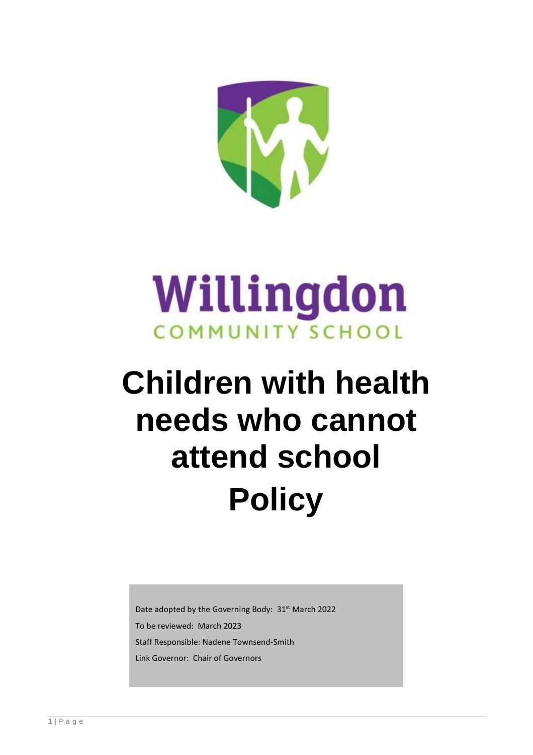# Willingdon

COMMUNITY SCHOOL

# Children with health needs who cannot attend school Policy

Date adopted by the Governing Body: 31st March 2022

To be reviewed: March 2023

Staff Responsible: Nadene Townsend-Smith

Link Governor: Chair of Governors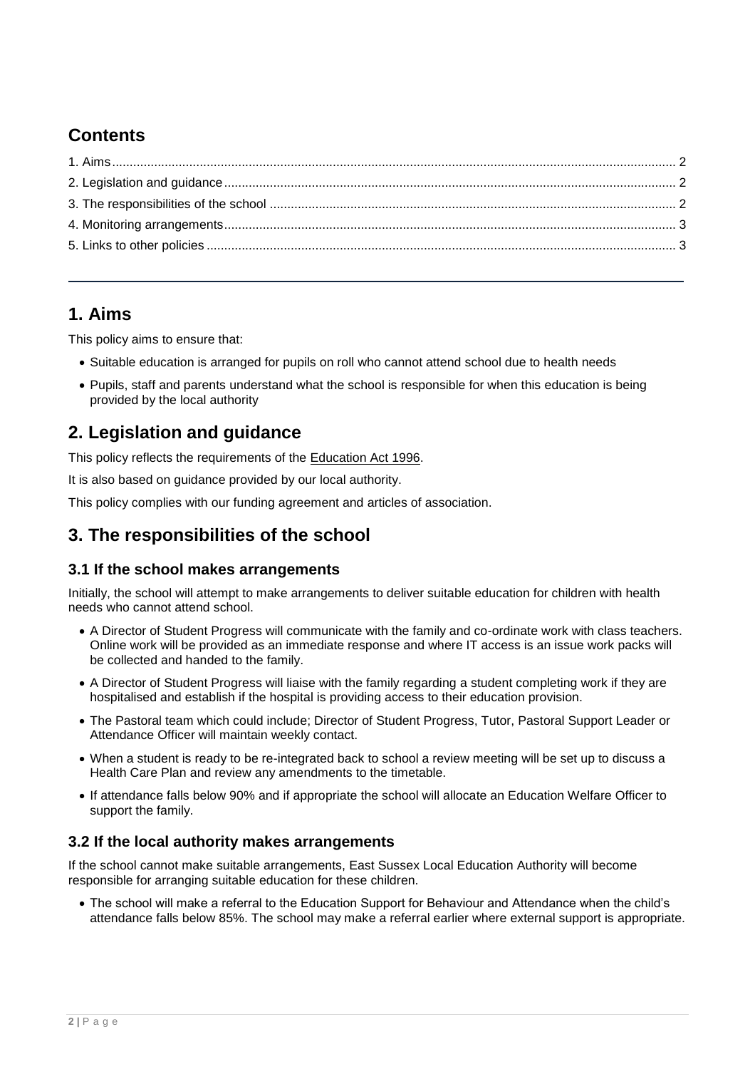## Contents

1. Aims 2
2. Legislation and guidance 2
3. The responsibilities of the school 2
4. Monitoring arrangements 3
5. Links to other policies 3

---

## 1. Aims

This policy aims to ensure that:

- Suitable education is arranged for pupils on roll who cannot attend school due to health needs
- Pupils, staff and parents understand what the school is responsible for when this education is being provided by the local authority

## 2. Legislation and guidance

This policy reflects the requirements of the Education Act 1996.

It is also based on guidance provided by our local authority.

This policy complies with our funding agreement and articles of association.

## 3. The responsibilities of the school

### 3.1 If the school makes arrangements

Initially, the school will attempt to make arrangements to deliver suitable education for children with health needs who cannot attend school.

- A Director of Student Progress will communicate with the family and co-ordinate work with class teachers. Online work will be provided as an immediate response and where IT access is an issue work packs will be collected and handed to the family.
- A Director of Student Progress will liaise with the family regarding a student completing work if they are hospitalised and establish if the hospital is providing access to their education provision.
- The Pastoral team which could include; Director of Student Progress, Tutor, Pastoral Support Leader or Attendance Officer will maintain weekly contact.
- When a student is ready to be re-integrated back to school a review meeting will be set up to discuss a Health Care Plan and review any amendments to the timetable.
- If attendance falls below 90% and if appropriate the school will allocate an Education Welfare Officer to support the family.

### 3.2 If the local authority makes arrangements

If the school cannot make suitable arrangements, East Sussex Local Education Authority will become responsible for arranging suitable education for these children.

- The school will make a referral to the Education Support for Behaviour and Attendance when the child's attendance falls below 85%. The school may make a referral earlier where external support is appropriate.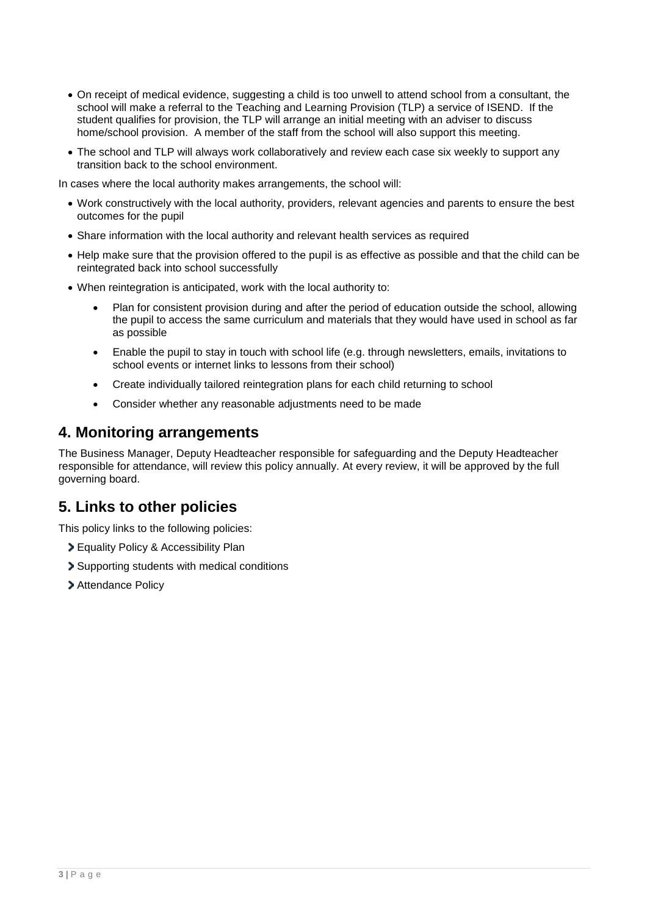- On receipt of medical evidence, suggesting a child is too unwell to attend school from a consultant, the school will make a referral to the Teaching and Learning Provision (TLP) a service of ISEND. If the student qualifies for provision, the TLP will arrange an initial meeting with an adviser to discuss home/school provision. A member of the staff from the school will also support this meeting.
- The school and TLP will always work collaboratively and review each case six weekly to support any transition back to the school environment.

In cases where the local authority makes arrangements, the school will:

- Work constructively with the local authority, providers, relevant agencies and parents to ensure the best outcomes for the pupil
- Share information with the local authority and relevant health services as required
- Help make sure that the provision offered to the pupil is as effective as possible and that the child can be reintegrated back into school successfully
- When reintegration is anticipated, work with the local authority to:
    - Plan for consistent provision during and after the period of education outside the school, allowing the pupil to access the same curriculum and materials that they would have used in school as far as possible
    - Enable the pupil to stay in touch with school life (e.g. through newsletters, emails, invitations to school events or internet links to lessons from their school)
    - Create individually tailored reintegration plans for each child returning to school
    - Consider whether any reasonable adjustments need to be made

## 4. Monitoring arrangements

The Business Manager, Deputy Headteacher responsible for safeguarding and the Deputy Headteacher responsible for attendance, will review this policy annually. At every review, it will be approved by the full governing board.

## 5. Links to other policies

This policy links to the following policies:

- Equality Policy & Accessibility Plan
- Supporting students with medical conditions
- Attendance Policy